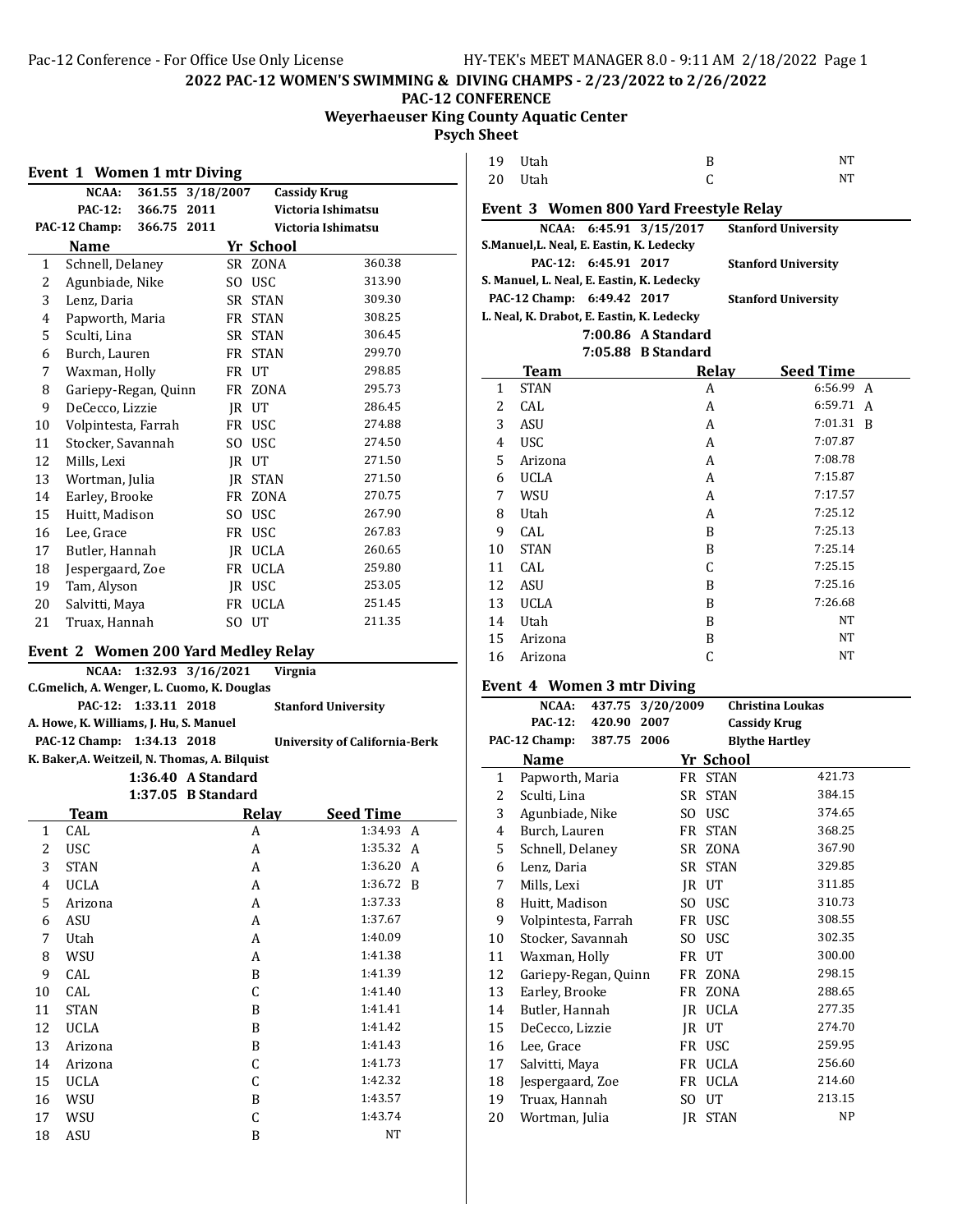# 2022 PAC-12 WOMEN'S SWIMMING & DIVING CHAMPS - 2/23/2022 to 2/26/2022

## PAC-12 CONFERENCE

### Weyerhaeuser King County Aquatic Center

### Psych Sheet

## Event 1 Women 1 mtr Diving

| | | | |
|---|---|---|---|
| NCAA: | 361.55 | 3/18/2007 | Cassidy Krug |
| PAC-12: | 366.75 | 2011 | Victoria Ishimatsu |
| PAC-12 Champ: | 366.75 | 2011 | Victoria Ishimatsu |

| | Name | Yr | School | |
|---|---|---|---|---|
| 1 | Schnell, Delaney | SR | ZONA | 360.38 |
| 2 | Agunbiade, Nike | SO | USC | 313.90 |
| 3 | Lenz, Daria | SR | STAN | 309.30 |
| 4 | Papworth, Maria | FR | STAN | 308.25 |
| 5 | Sculti, Lina | SR | STAN | 306.45 |
| 6 | Burch, Lauren | FR | STAN | 299.70 |
| 7 | Waxman, Holly | FR | UT | 298.85 |
| 8 | Gariepy-Regan, Quinn | FR | ZONA | 295.73 |
| 9 | DeCecco, Lizzie | JR | UT | 286.45 |
| 10 | Volpintesta, Farrah | FR | USC | 274.88 |
| 11 | Stocker, Savannah | SO | USC | 274.50 |
| 12 | Mills, Lexi | JR | UT | 271.50 |
| 13 | Wortman, Julia | JR | STAN | 271.50 |
| 14 | Earley, Brooke | FR | ZONA | 270.75 |
| 15 | Huitt, Madison | SO | USC | 267.90 |
| 16 | Lee, Grace | FR | USC | 267.83 |
| 17 | Butler, Hannah | JR | UCLA | 260.65 |
| 18 | Jespergaard, Zoe | FR | UCLA | 259.80 |
| 19 | Tam, Alyson | JR | USC | 253.05 |
| 20 | Salvitti, Maya | FR | UCLA | 251.45 |
| 21 | Truax, Hannah | SO | UT | 211.35 |

## Event 2 Women 200 Yard Medley Relay

| | | | |
|---|---|---|---|
| NCAA: | 1:32.93 | 3/16/2021 | Virgnia |
| C.Gmelich, A. Wenger, L. Cuomo, K. Douglas | | | |
| PAC-12: | 1:33.11 | 2018 | Stanford University |
| A. Howe, K. Williams, J. Hu, S. Manuel | | | |
| PAC-12 Champ: | 1:34.13 | 2018 | University of California-Berk |
| K. Baker,A. Weitzeil, N. Thomas, A. Bilquist | | | |
| | 1:36.40 | A Standard | |
| | 1:37.05 | B Standard | |

| | Team | Relay | Seed Time | |
|---|---|---|---|---|
| 1 | CAL | A | 1:34.93 | A |
| 2 | USC | A | 1:35.32 | A |
| 3 | STAN | A | 1:36.20 | A |
| 4 | UCLA | A | 1:36.72 | B |
| 5 | Arizona | A | 1:37.33 | |
| 6 | ASU | A | 1:37.67 | |
| 7 | Utah | A | 1:40.09 | |
| 8 | WSU | A | 1:41.38 | |
| 9 | CAL | B | 1:41.39 | |
| 10 | CAL | C | 1:41.40 | |
| 11 | STAN | B | 1:41.41 | |
| 12 | UCLA | B | 1:41.42 | |
| 13 | Arizona | B | 1:41.43 | |
| 14 | Arizona | C | 1:41.73 | |
| 15 | UCLA | C | 1:42.32 | |
| 16 | WSU | B | 1:43.57 | |
| 17 | WSU | C | 1:43.74 | |
| 18 | ASU | B | NT | |
| 19 | Utah | B | NT | |
| 20 | Utah | C | NT | |

## Event 3 Women 800 Yard Freestyle Relay

| | | | |
|---|---|---|---|
| NCAA: | 6:45.91 | 3/15/2017 | Stanford University |
| S.Manuel,L. Neal, E. Eastin, K. Ledecky | | | |
| PAC-12: | 6:45.91 | 2017 | Stanford University |
| S. Manuel, L. Neal, E. Eastin, K. Ledecky | | | |
| PAC-12 Champ: | 6:49.42 | 2017 | Stanford University |
| L. Neal, K. Drabot, E. Eastin, K. Ledecky | | | |
| | 7:00.86 | A Standard | |
| | 7:05.88 | B Standard | |

| | Team | Relay | Seed Time | |
|---|---|---|---|---|
| 1 | STAN | A | 6:56.99 | A |
| 2 | CAL | A | 6:59.71 | A |
| 3 | ASU | A | 7:01.31 | B |
| 4 | USC | A | 7:07.87 | |
| 5 | Arizona | A | 7:08.78 | |
| 6 | UCLA | A | 7:15.87 | |
| 7 | WSU | A | 7:17.57 | |
| 8 | Utah | A | 7:25.12 | |
| 9 | CAL | B | 7:25.13 | |
| 10 | STAN | B | 7:25.14 | |
| 11 | CAL | C | 7:25.15 | |
| 12 | ASU | B | 7:25.16 | |
| 13 | UCLA | B | 7:26.68 | |
| 14 | Utah | B | NT | |
| 15 | Arizona | B | NT | |
| 16 | Arizona | C | NT | |

## Event 4 Women 3 mtr Diving

| | | | |
|---|---|---|---|
| NCAA: | 437.75 | 3/20/2009 | Christina Loukas |
| PAC-12: | 420.90 | 2007 | Cassidy Krug |
| PAC-12 Champ: | 387.75 | 2006 | Blythe Hartley |

| | Name | Yr | School | |
|---|---|---|---|---|
| 1 | Papworth, Maria | FR | STAN | 421.73 |
| 2 | Sculti, Lina | SR | STAN | 384.15 |
| 3 | Agunbiade, Nike | SO | USC | 374.65 |
| 4 | Burch, Lauren | FR | STAN | 368.25 |
| 5 | Schnell, Delaney | SR | ZONA | 367.90 |
| 6 | Lenz, Daria | SR | STAN | 329.85 |
| 7 | Mills, Lexi | JR | UT | 311.85 |
| 8 | Huitt, Madison | SO | USC | 310.73 |
| 9 | Volpintesta, Farrah | FR | USC | 308.55 |
| 10 | Stocker, Savannah | SO | USC | 302.35 |
| 11 | Waxman, Holly | FR | UT | 300.00 |
| 12 | Gariepy-Regan, Quinn | FR | ZONA | 298.15 |
| 13 | Earley, Brooke | FR | ZONA | 288.65 |
| 14 | Butler, Hannah | JR | UCLA | 277.35 |
| 15 | DeCecco, Lizzie | JR | UT | 274.70 |
| 16 | Lee, Grace | FR | USC | 259.95 |
| 17 | Salvitti, Maya | FR | UCLA | 256.60 |
| 18 | Jespergaard, Zoe | FR | UCLA | 214.60 |
| 19 | Truax, Hannah | SO | UT | 213.15 |
| 20 | Wortman, Julia | JR | STAN | NP |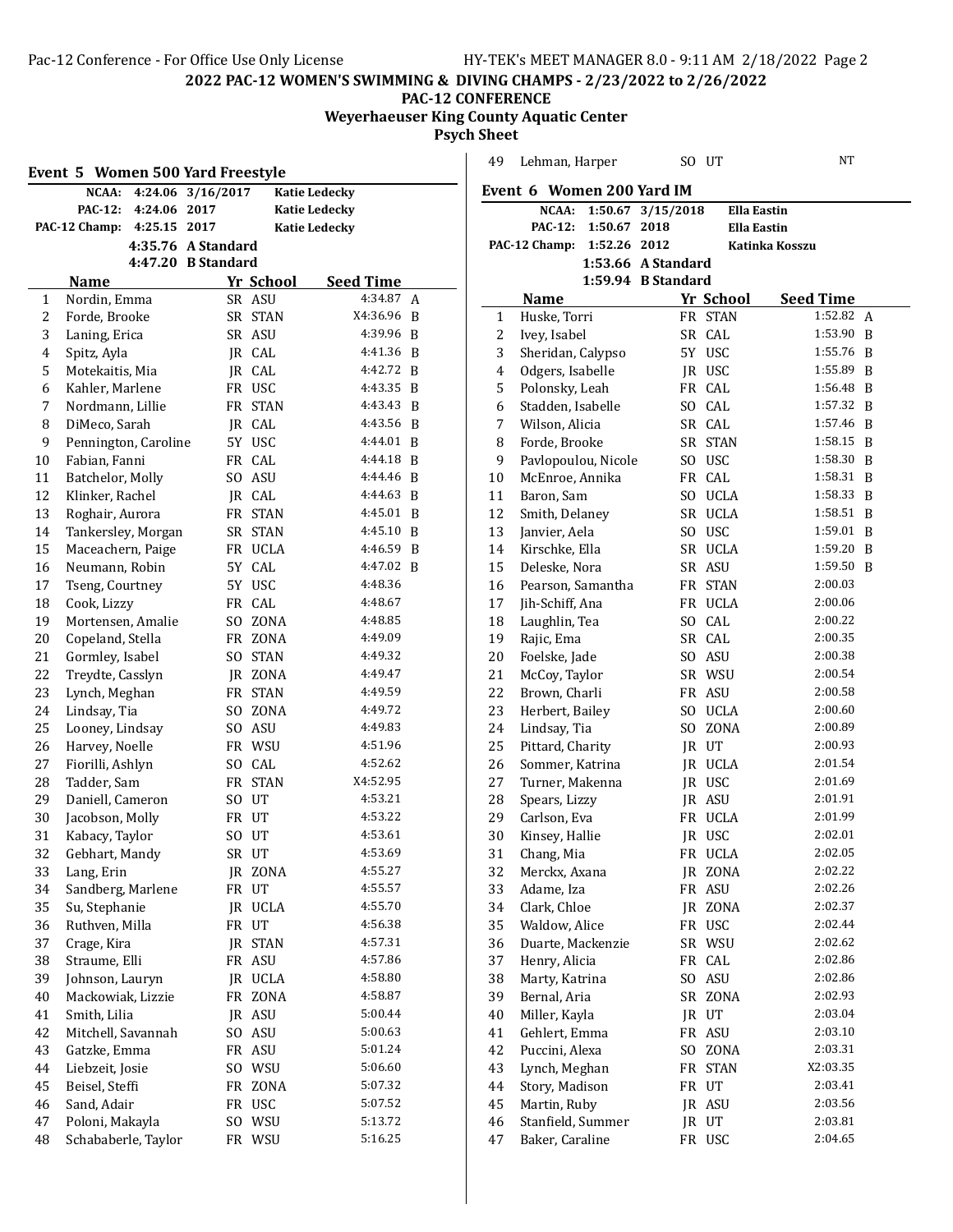## 2022 PAC-12 WOMEN'S SWIMMING & DIVING CHAMPS - 2/23/2022 to 2/26/2022

**PAC-12 CONFERENCE**

**Weyerhaeuser King County Aquatic Center**

**Psych Sheet**

### Event 5 Women 500 Yard Freestyle

| | | | |
|---|---|---|---|
| NCAA: | 4:24.06 | 3/16/2017 | Katie Ledecky |
| PAC-12: | 4:24.06 | 2017 | Katie Ledecky |
| PAC-12 Champ: | 4:25.15 | 2017 | Katie Ledecky |
| | 4:35.76 | A Standard | |
| | 4:47.20 | B Standard | |

| | Name | Yr | School | Seed Time | |
|---|---|---|---|---|---|
| 1 | Nordin, Emma | SR | ASU | 4:34.87 | A |
| 2 | Forde, Brooke | SR | STAN | X4:36.96 | B |
| 3 | Laning, Erica | SR | ASU | 4:39.96 | B |
| 4 | Spitz, Ayla | JR | CAL | 4:41.36 | B |
| 5 | Motekaitis, Mia | JR | CAL | 4:42.72 | B |
| 6 | Kahler, Marlene | FR | USC | 4:43.35 | B |
| 7 | Nordmann, Lillie | FR | STAN | 4:43.43 | B |
| 8 | DiMeco, Sarah | JR | CAL | 4:43.56 | B |
| 9 | Pennington, Caroline | 5Y | USC | 4:44.01 | B |
| 10 | Fabian, Fanni | FR | CAL | 4:44.18 | B |
| 11 | Batchelor, Molly | SO | ASU | 4:44.46 | B |
| 12 | Klinker, Rachel | JR | CAL | 4:44.63 | B |
| 13 | Roghair, Aurora | FR | STAN | 4:45.01 | B |
| 14 | Tankersley, Morgan | SR | STAN | 4:45.10 | B |
| 15 | Maceachern, Paige | FR | UCLA | 4:46.59 | B |
| 16 | Neumann, Robin | 5Y | CAL | 4:47.02 | B |
| 17 | Tseng, Courtney | 5Y | USC | 4:48.36 | |
| 18 | Cook, Lizzy | FR | CAL | 4:48.67 | |
| 19 | Mortensen, Amalie | SO | ZONA | 4:48.85 | |
| 20 | Copeland, Stella | FR | ZONA | 4:49.09 | |
| 21 | Gormley, Isabel | SO | STAN | 4:49.32 | |
| 22 | Treydte, Casslyn | JR | ZONA | 4:49.47 | |
| 23 | Lynch, Meghan | FR | STAN | 4:49.59 | |
| 24 | Lindsay, Tia | SO | ZONA | 4:49.72 | |
| 25 | Looney, Lindsay | SO | ASU | 4:49.83 | |
| 26 | Harvey, Noelle | FR | WSU | 4:51.96 | |
| 27 | Fiorilli, Ashlyn | SO | CAL | 4:52.62 | |
| 28 | Tadder, Sam | FR | STAN | X4:52.95 | |
| 29 | Daniell, Cameron | SO | UT | 4:53.21 | |
| 30 | Jacobson, Molly | FR | UT | 4:53.22 | |
| 31 | Kabacy, Taylor | SO | UT | 4:53.61 | |
| 32 | Gebhart, Mandy | SR | UT | 4:53.69 | |
| 33 | Lang, Erin | JR | ZONA | 4:55.27 | |
| 34 | Sandberg, Marlene | FR | UT | 4:55.57 | |
| 35 | Su, Stephanie | JR | UCLA | 4:55.70 | |
| 36 | Ruthven, Milla | FR | UT | 4:56.38 | |
| 37 | Crage, Kira | JR | STAN | 4:57.31 | |
| 38 | Straume, Elli | FR | ASU | 4:57.86 | |
| 39 | Johnson, Lauryn | JR | UCLA | 4:58.80 | |
| 40 | Mackowiak, Lizzie | FR | ZONA | 4:58.87 | |
| 41 | Smith, Lilia | JR | ASU | 5:00.44 | |
| 42 | Mitchell, Savannah | SO | ASU | 5:00.63 | |
| 43 | Gatzke, Emma | FR | ASU | 5:01.24 | |
| 44 | Liebzeit, Josie | SO | WSU | 5:06.60 | |
| 45 | Beisel, Steffi | FR | ZONA | 5:07.32 | |
| 46 | Sand, Adair | FR | USC | 5:07.52 | |
| 47 | Poloni, Makayla | SO | WSU | 5:13.72 | |
| 48 | Schababerle, Taylor | FR | WSU | 5:16.25 | |
| 49 | Lehman, Harper | SO | UT | NT | |

### Event 6 Women 200 Yard IM

| | | | |
|---|---|---|---|
| NCAA: | 1:50.67 | 3/15/2018 | Ella Eastin |
| PAC-12: | 1:50.67 | 2018 | Ella Eastin |
| PAC-12 Champ: | 1:52.26 | 2012 | Katinka Kosszu |
| | 1:53.66 | A Standard | |
| | 1:59.94 | B Standard | |

| | Name | Yr | School | Seed Time | |
|---|---|---|---|---|---|
| 1 | Huske, Torri | FR | STAN | 1:52.82 | A |
| 2 | Ivey, Isabel | SR | CAL | 1:53.90 | B |
| 3 | Sheridan, Calypso | 5Y | USC | 1:55.76 | B |
| 4 | Odgers, Isabelle | JR | USC | 1:55.89 | B |
| 5 | Polonsky, Leah | FR | CAL | 1:56.48 | B |
| 6 | Stadden, Isabelle | SO | CAL | 1:57.32 | B |
| 7 | Wilson, Alicia | SR | CAL | 1:57.46 | B |
| 8 | Forde, Brooke | SR | STAN | 1:58.15 | B |
| 9 | Pavlopoulou, Nicole | SO | USC | 1:58.30 | B |
| 10 | McEnroe, Annika | FR | CAL | 1:58.31 | B |
| 11 | Baron, Sam | SO | UCLA | 1:58.33 | B |
| 12 | Smith, Delaney | SR | UCLA | 1:58.51 | B |
| 13 | Janvier, Aela | SO | USC | 1:59.01 | B |
| 14 | Kirschke, Ella | SR | UCLA | 1:59.20 | B |
| 15 | Deleske, Nora | SR | ASU | 1:59.50 | B |
| 16 | Pearson, Samantha | FR | STAN | 2:00.03 | |
| 17 | Jih-Schiff, Ana | FR | UCLA | 2:00.06 | |
| 18 | Laughlin, Tea | SO | CAL | 2:00.22 | |
| 19 | Rajic, Ema | SR | CAL | 2:00.35 | |
| 20 | Foelske, Jade | SO | ASU | 2:00.38 | |
| 21 | McCoy, Taylor | SR | WSU | 2:00.54 | |
| 22 | Brown, Charli | FR | ASU | 2:00.58 | |
| 23 | Herbert, Bailey | SO | UCLA | 2:00.60 | |
| 24 | Lindsay, Tia | SO | ZONA | 2:00.89 | |
| 25 | Pittard, Charity | JR | UT | 2:00.93 | |
| 26 | Sommer, Katrina | JR | UCLA | 2:01.54 | |
| 27 | Turner, Makenna | JR | USC | 2:01.69 | |
| 28 | Spears, Lizzy | JR | ASU | 2:01.91 | |
| 29 | Carlson, Eva | FR | UCLA | 2:01.99 | |
| 30 | Kinsey, Hallie | JR | USC | 2:02.01 | |
| 31 | Chang, Mia | FR | UCLA | 2:02.05 | |
| 32 | Merckx, Axana | JR | ZONA | 2:02.22 | |
| 33 | Adame, Iza | FR | ASU | 2:02.26 | |
| 34 | Clark, Chloe | JR | ZONA | 2:02.37 | |
| 35 | Waldow, Alice | FR | USC | 2:02.44 | |
| 36 | Duarte, Mackenzie | SR | WSU | 2:02.62 | |
| 37 | Henry, Alicia | FR | CAL | 2:02.86 | |
| 38 | Marty, Katrina | SO | ASU | 2:02.86 | |
| 39 | Bernal, Aria | SR | ZONA | 2:02.93 | |
| 40 | Miller, Kayla | JR | UT | 2:03.04 | |
| 41 | Gehlert, Emma | FR | ASU | 2:03.10 | |
| 42 | Puccini, Alexa | SO | ZONA | 2:03.31 | |
| 43 | Lynch, Meghan | FR | STAN | X2:03.35 | |
| 44 | Story, Madison | FR | UT | 2:03.41 | |
| 45 | Martin, Ruby | JR | ASU | 2:03.56 | |
| 46 | Stanfield, Summer | JR | UT | 2:03.81 | |
| 47 | Baker, Caraline | FR | USC | 2:04.65 | |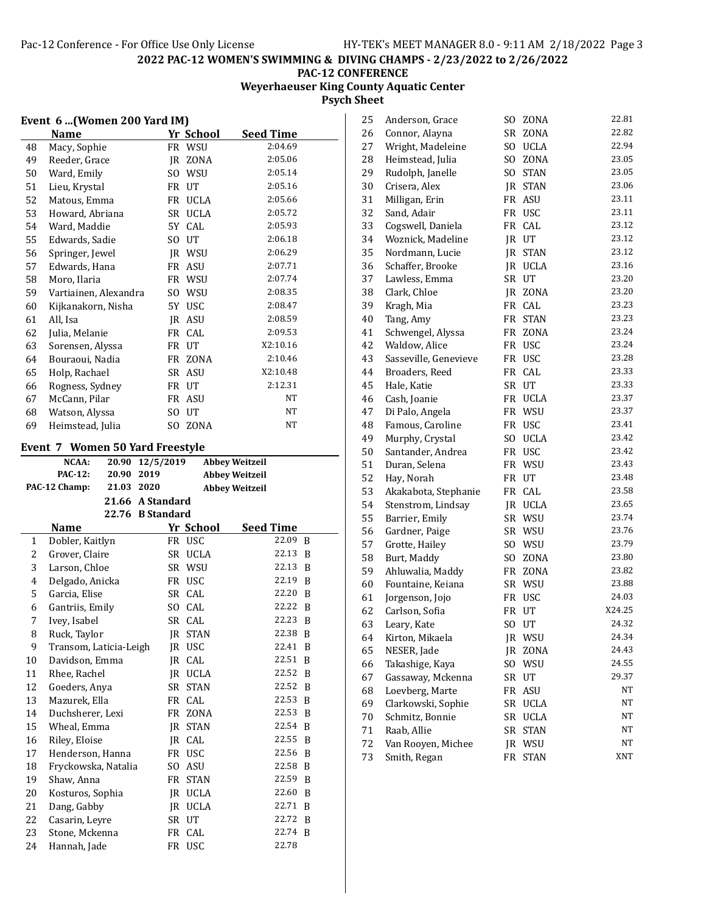## 2022 PAC-12 WOMEN'S SWIMMING & DIVING CHAMPS - 2/23/2022 to 2/26/2022

**PAC-12 CONFERENCE**

**Weyerhaeuser King County Aquatic Center**

**Psych Sheet**

### Event 6 ...(Women 200 Yard IM)

| | Name | Yr | School | Seed Time |
|---|---|---|---|---|
| 48 | Macy, Sophie | FR | WSU | 2:04.69 |
| 49 | Reeder, Grace | JR | ZONA | 2:05.06 |
| 50 | Ward, Emily | SO | WSU | 2:05.14 |
| 51 | Lieu, Krystal | FR | UT | 2:05.16 |
| 52 | Matous, Emma | FR | UCLA | 2:05.66 |
| 53 | Howard, Abriana | SR | UCLA | 2:05.72 |
| 54 | Ward, Maddie | 5Y | CAL | 2:05.93 |
| 55 | Edwards, Sadie | SO | UT | 2:06.18 |
| 56 | Springer, Jewel | JR | WSU | 2:06.29 |
| 57 | Edwards, Hana | FR | ASU | 2:07.71 |
| 58 | Moro, Ilaria | FR | WSU | 2:07.74 |
| 59 | Vartiainen, Alexandra | SO | WSU | 2:08.35 |
| 60 | Kijkanakorn, Nisha | 5Y | USC | 2:08.47 |
| 61 | All, Isa | JR | ASU | 2:08.59 |
| 62 | Julia, Melanie | FR | CAL | 2:09.53 |
| 63 | Sorensen, Alyssa | FR | UT | X2:10.16 |
| 64 | Bouraoui, Nadia | FR | ZONA | 2:10.46 |
| 65 | Holp, Rachael | SR | ASU | X2:10.48 |
| 66 | Rogness, Sydney | FR | UT | 2:12.31 |
| 67 | McCann, Pilar | FR | ASU | NT |
| 68 | Watson, Alyssa | SO | UT | NT |
| 69 | Heimstead, Julia | SO | ZONA | NT |

### Event 7 Women 50 Yard Freestyle

| | | | |
|---|---|---|---|
| NCAA: | 20.90 | 12/5/2019 | Abbey Weitzeil |
| PAC-12: | 20.90 | 2019 | Abbey Weitzeil |
| PAC-12 Champ: | 21.03 | 2020 | Abbey Weitzeil |
| | 21.66 | A Standard | |
| | 22.76 | B Standard | |

| | Name | Yr | School | Seed Time | |
|---|---|---|---|---|---|
| 1 | Dobler, Kaitlyn | FR | USC | 22.09 | B |
| 2 | Grover, Claire | SR | UCLA | 22.13 | B |
| 3 | Larson, Chloe | SR | WSU | 22.13 | B |
| 4 | Delgado, Anicka | FR | USC | 22.19 | B |
| 5 | Garcia, Elise | SR | CAL | 22.20 | B |
| 6 | Gantriis, Emily | SO | CAL | 22.22 | B |
| 7 | Ivey, Isabel | SR | CAL | 22.23 | B |
| 8 | Ruck, Taylor | JR | STAN | 22.38 | B |
| 9 | Transom, Laticia-Leigh | JR | USC | 22.41 | B |
| 10 | Davidson, Emma | JR | CAL | 22.51 | B |
| 11 | Rhee, Rachel | JR | UCLA | 22.52 | B |
| 12 | Goeders, Anya | SR | STAN | 22.52 | B |
| 13 | Mazurek, Ella | FR | CAL | 22.53 | B |
| 14 | Duchsherer, Lexi | FR | ZONA | 22.53 | B |
| 15 | Wheal, Emma | JR | STAN | 22.54 | B |
| 16 | Riley, Eloise | JR | CAL | 22.55 | B |
| 17 | Henderson, Hanna | FR | USC | 22.56 | B |
| 18 | Fryckowska, Natalia | SO | ASU | 22.58 | B |
| 19 | Shaw, Anna | FR | STAN | 22.59 | B |
| 20 | Kosturos, Sophia | JR | UCLA | 22.60 | B |
| 21 | Dang, Gabby | JR | UCLA | 22.71 | B |
| 22 | Casarin, Leyre | SR | UT | 22.72 | B |
| 23 | Stone, Mckenna | FR | CAL | 22.74 | B |
| 24 | Hannah, Jade | FR | USC | 22.78 | |
| 25 | Anderson, Grace | SO | ZONA | 22.81 | |
| 26 | Connor, Alayna | SR | ZONA | 22.82 | |
| 27 | Wright, Madeleine | SO | UCLA | 22.94 | |
| 28 | Heimstead, Julia | SO | ZONA | 23.05 | |
| 29 | Rudolph, Janelle | SO | STAN | 23.05 | |
| 30 | Crisera, Alex | JR | STAN | 23.06 | |
| 31 | Milligan, Erin | FR | ASU | 23.11 | |
| 32 | Sand, Adair | FR | USC | 23.11 | |
| 33 | Cogswell, Daniela | FR | CAL | 23.12 | |
| 34 | Woznick, Madeline | JR | UT | 23.12 | |
| 35 | Nordmann, Lucie | JR | STAN | 23.12 | |
| 36 | Schaffer, Brooke | JR | UCLA | 23.16 | |
| 37 | Lawless, Emma | SR | UT | 23.20 | |
| 38 | Clark, Chloe | JR | ZONA | 23.20 | |
| 39 | Kragh, Mia | FR | CAL | 23.23 | |
| 40 | Tang, Amy | FR | STAN | 23.23 | |
| 41 | Schwengel, Alyssa | FR | ZONA | 23.24 | |
| 42 | Waldow, Alice | FR | USC | 23.24 | |
| 43 | Sasseville, Genevieve | FR | USC | 23.28 | |
| 44 | Broaders, Reed | FR | CAL | 23.33 | |
| 45 | Hale, Katie | SR | UT | 23.33 | |
| 46 | Cash, Joanie | FR | UCLA | 23.37 | |
| 47 | Di Palo, Angela | FR | WSU | 23.37 | |
| 48 | Famous, Caroline | FR | USC | 23.41 | |
| 49 | Murphy, Crystal | SO | UCLA | 23.42 | |
| 50 | Santander, Andrea | FR | USC | 23.42 | |
| 51 | Duran, Selena | FR | WSU | 23.43 | |
| 52 | Hay, Norah | FR | UT | 23.48 | |
| 53 | Akakabota, Stephanie | FR | CAL | 23.58 | |
| 54 | Stenstrom, Lindsay | JR | UCLA | 23.65 | |
| 55 | Barrier, Emily | SR | WSU | 23.74 | |
| 56 | Gardner, Paige | SR | WSU | 23.76 | |
| 57 | Grotte, Hailey | SO | WSU | 23.79 | |
| 58 | Burt, Maddy | SO | ZONA | 23.80 | |
| 59 | Ahluwalia, Maddy | FR | ZONA | 23.82 | |
| 60 | Fountaine, Keiana | SR | WSU | 23.88 | |
| 61 | Jorgenson, Jojo | FR | USC | 24.03 | |
| 62 | Carlson, Sofia | FR | UT | X24.25 | |
| 63 | Leary, Kate | SO | UT | 24.32 | |
| 64 | Kirton, Mikaela | JR | WSU | 24.34 | |
| 65 | NESER, Jade | JR | ZONA | 24.43 | |
| 66 | Takashige, Kaya | SO | WSU | 24.55 | |
| 67 | Gassaway, Mckenna | SR | UT | 29.37 | |
| 68 | Loevberg, Marte | FR | ASU | NT | |
| 69 | Clarkowski, Sophie | SR | UCLA | NT | |
| 70 | Schmitz, Bonnie | SR | UCLA | NT | |
| 71 | Raab, Allie | SR | STAN | NT | |
| 72 | Van Rooyen, Michee | JR | WSU | NT | |
| 73 | Smith, Regan | FR | STAN | XNT | |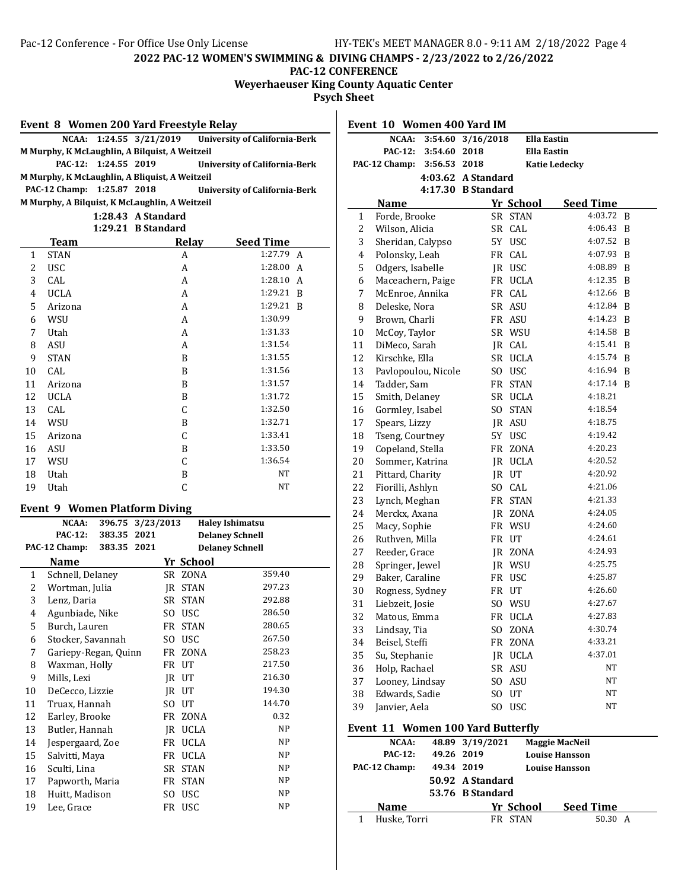## 2022 PAC-12 WOMEN'S SWIMMING & DIVING CHAMPS - 2/23/2022 to 2/26/2022

**PAC-12 CONFERENCE**

**Weyerhaeuser King County Aquatic Center**

**Psych Sheet**

### Event 8 Women 200 Yard Freestyle Relay

**NCAA:** 1:24.55 3/21/2019 University of California-Berk
M Murphy, K McLaughlin, A Bilquist, A Weitzeil

**PAC-12:** 1:24.55 2019 University of California-Berk
M Murphy, K McLaughlin, A Bliquist, A Weitzeil

**PAC-12 Champ:** 1:25.87 2018 University of California-Berk
M Murphy, A Bilquist, K McLaughlin, A Weitzeil

1:28.43 A Standard
1:29.21 B Standard

| | Team | Relay | Seed Time | |
|---|---|---|---|---|
| 1 | STAN | A | 1:27.79 | A |
| 2 | USC | A | 1:28.00 | A |
| 3 | CAL | A | 1:28.10 | A |
| 4 | UCLA | A | 1:29.21 | B |
| 5 | Arizona | A | 1:29.21 | B |
| 6 | WSU | A | 1:30.99 | |
| 7 | Utah | A | 1:31.33 | |
| 8 | ASU | A | 1:31.54 | |
| 9 | STAN | B | 1:31.55 | |
| 10 | CAL | B | 1:31.56 | |
| 11 | Arizona | B | 1:31.57 | |
| 12 | UCLA | B | 1:31.72 | |
| 13 | CAL | C | 1:32.50 | |
| 14 | WSU | B | 1:32.71 | |
| 15 | Arizona | C | 1:33.41 | |
| 16 | ASU | B | 1:33.50 | |
| 17 | WSU | C | 1:36.54 | |
| 18 | Utah | B | NT | |
| 19 | Utah | C | NT | |

### Event 9 Women Platform Diving

**NCAA:** 396.75 3/23/2013 Haley Ishimatsu
**PAC-12:** 383.35 2021 Delaney Schnell
**PAC-12 Champ:** 383.35 2021 Delaney Schnell

| | Name | Yr | School | |
|---|---|---|---|---|
| 1 | Schnell, Delaney | SR | ZONA | 359.40 |
| 2 | Wortman, Julia | JR | STAN | 297.23 |
| 3 | Lenz, Daria | SR | STAN | 292.88 |
| 4 | Agunbiade, Nike | SO | USC | 286.50 |
| 5 | Burch, Lauren | FR | STAN | 280.65 |
| 6 | Stocker, Savannah | SO | USC | 267.50 |
| 7 | Gariepy-Regan, Quinn | FR | ZONA | 258.23 |
| 8 | Waxman, Holly | FR | UT | 217.50 |
| 9 | Mills, Lexi | JR | UT | 216.30 |
| 10 | DeCecco, Lizzie | JR | UT | 194.30 |
| 11 | Truax, Hannah | SO | UT | 144.70 |
| 12 | Earley, Brooke | FR | ZONA | 0.32 |
| 13 | Butler, Hannah | JR | UCLA | NP |
| 14 | Jespergaard, Zoe | FR | UCLA | NP |
| 15 | Salvitti, Maya | FR | UCLA | NP |
| 16 | Sculti, Lina | SR | STAN | NP |
| 17 | Papworth, Maria | FR | STAN | NP |
| 18 | Huitt, Madison | SO | USC | NP |
| 19 | Lee, Grace | FR | USC | NP |

### Event 10 Women 400 Yard IM

**NCAA:** 3:54.60 3/16/2018 Ella Eastin
**PAC-12:** 3:54.60 2018 Ella Eastin
**PAC-12 Champ:** 3:56.53 2018 Katie Ledecky

4:03.62 A Standard
4:17.30 B Standard

| | Name | Yr | School | Seed Time | |
|---|---|---|---|---|---|
| 1 | Forde, Brooke | SR | STAN | 4:03.72 | B |
| 2 | Wilson, Alicia | SR | CAL | 4:06.43 | B |
| 3 | Sheridan, Calypso | 5Y | USC | 4:07.52 | B |
| 4 | Polonsky, Leah | FR | CAL | 4:07.93 | B |
| 5 | Odgers, Isabelle | JR | USC | 4:08.89 | B |
| 6 | Maceachern, Paige | FR | UCLA | 4:12.35 | B |
| 7 | McEnroe, Annika | FR | CAL | 4:12.66 | B |
| 8 | Deleske, Nora | SR | ASU | 4:12.84 | B |
| 9 | Brown, Charli | FR | ASU | 4:14.23 | B |
| 10 | McCoy, Taylor | SR | WSU | 4:14.58 | B |
| 11 | DiMeco, Sarah | JR | CAL | 4:15.41 | B |
| 12 | Kirschke, Ella | SR | UCLA | 4:15.74 | B |
| 13 | Pavlopoulou, Nicole | SO | USC | 4:16.94 | B |
| 14 | Tadder, Sam | FR | STAN | 4:17.14 | B |
| 15 | Smith, Delaney | SR | UCLA | 4:18.21 | |
| 16 | Gormley, Isabel | SO | STAN | 4:18.54 | |
| 17 | Spears, Lizzy | JR | ASU | 4:18.75 | |
| 18 | Tseng, Courtney | 5Y | USC | 4:19.42 | |
| 19 | Copeland, Stella | FR | ZONA | 4:20.23 | |
| 20 | Sommer, Katrina | JR | UCLA | 4:20.52 | |
| 21 | Pittard, Charity | JR | UT | 4:20.92 | |
| 22 | Fiorilli, Ashlyn | SO | CAL | 4:21.06 | |
| 23 | Lynch, Meghan | FR | STAN | 4:21.33 | |
| 24 | Merckx, Axana | JR | ZONA | 4:24.05 | |
| 25 | Macy, Sophie | FR | WSU | 4:24.60 | |
| 26 | Ruthven, Milla | FR | UT | 4:24.61 | |
| 27 | Reeder, Grace | JR | ZONA | 4:24.93 | |
| 28 | Springer, Jewel | JR | WSU | 4:25.75 | |
| 29 | Baker, Caraline | FR | USC | 4:25.87 | |
| 30 | Rogness, Sydney | FR | UT | 4:26.60 | |
| 31 | Liebzeit, Josie | SO | WSU | 4:27.67 | |
| 32 | Matous, Emma | FR | UCLA | 4:27.83 | |
| 33 | Lindsay, Tia | SO | ZONA | 4:30.74 | |
| 34 | Beisel, Steffi | FR | ZONA | 4:33.21 | |
| 35 | Su, Stephanie | JR | UCLA | 4:37.01 | |
| 36 | Holp, Rachael | SR | ASU | NT | |
| 37 | Looney, Lindsay | SO | ASU | NT | |
| 38 | Edwards, Sadie | SO | UT | NT | |
| 39 | Janvier, Aela | SO | USC | NT | |

### Event 11 Women 100 Yard Butterfly

**NCAA:** 48.89 3/19/2021 Maggie MacNeil
**PAC-12:** 49.26 2019 Louise Hansson
**PAC-12 Champ:** 49.34 2019 Louise Hansson

50.92 A Standard
53.76 B Standard

| | Name | Yr | School | Seed Time | |
|---|---|---|---|---|---|
| 1 | Huske, Torri | FR | STAN | 50.30 | A |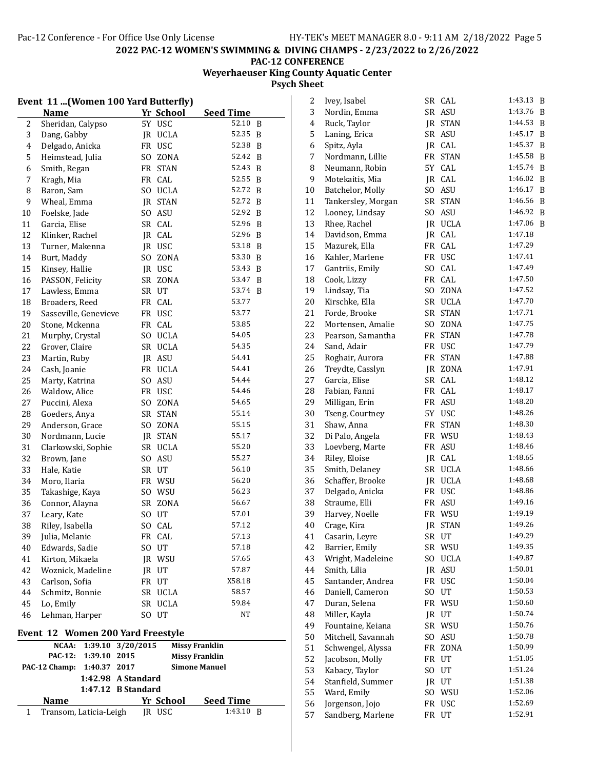**2022 PAC-12 WOMEN'S SWIMMING & DIVING CHAMPS - 2/23/2022 to 2/26/2022**

**PAC-12 CONFERENCE**

**Weyerhaeuser King County Aquatic Center**

**Psych Sheet**

### Event 11 ...(Women 100 Yard Butterfly)

| | Name | Yr | School | Seed Time | |
|---|---|---|---|---|---|
| 2 | Sheridan, Calypso | 5Y | USC | 52.10 | B |
| 3 | Dang, Gabby | JR | UCLA | 52.35 | B |
| 4 | Delgado, Anicka | FR | USC | 52.38 | B |
| 5 | Heimstead, Julia | SO | ZONA | 52.42 | B |
| 6 | Smith, Regan | FR | STAN | 52.43 | B |
| 7 | Kragh, Mia | FR | CAL | 52.55 | B |
| 8 | Baron, Sam | SO | UCLA | 52.72 | B |
| 9 | Wheal, Emma | JR | STAN | 52.72 | B |
| 10 | Foelske, Jade | SO | ASU | 52.92 | B |
| 11 | Garcia, Elise | SR | CAL | 52.96 | B |
| 12 | Klinker, Rachel | JR | CAL | 52.96 | B |
| 13 | Turner, Makenna | JR | USC | 53.18 | B |
| 14 | Burt, Maddy | SO | ZONA | 53.30 | B |
| 15 | Kinsey, Hallie | JR | USC | 53.43 | B |
| 16 | PASSON, Felicity | SR | ZONA | 53.47 | B |
| 17 | Lawless, Emma | SR | UT | 53.74 | B |
| 18 | Broaders, Reed | FR | CAL | 53.77 | |
| 19 | Sasseville, Genevieve | FR | USC | 53.77 | |
| 20 | Stone, Mckenna | FR | CAL | 53.85 | |
| 21 | Murphy, Crystal | SO | UCLA | 54.05 | |
| 22 | Grover, Claire | SR | UCLA | 54.35 | |
| 23 | Martin, Ruby | JR | ASU | 54.41 | |
| 24 | Cash, Joanie | FR | UCLA | 54.41 | |
| 25 | Marty, Katrina | SO | ASU | 54.44 | |
| 26 | Waldow, Alice | FR | USC | 54.46 | |
| 27 | Puccini, Alexa | SO | ZONA | 54.65 | |
| 28 | Goeders, Anya | SR | STAN | 55.14 | |
| 29 | Anderson, Grace | SO | ZONA | 55.15 | |
| 30 | Nordmann, Lucie | JR | STAN | 55.17 | |
| 31 | Clarkowski, Sophie | SR | UCLA | 55.20 | |
| 32 | Brown, Jane | SO | ASU | 55.27 | |
| 33 | Hale, Katie | SR | UT | 56.10 | |
| 34 | Moro, Ilaria | FR | WSU | 56.20 | |
| 35 | Takashige, Kaya | SO | WSU | 56.23 | |
| 36 | Connor, Alayna | SR | ZONA | 56.67 | |
| 37 | Leary, Kate | SO | UT | 57.01 | |
| 38 | Riley, Isabella | SO | CAL | 57.12 | |
| 39 | Julia, Melanie | FR | CAL | 57.13 | |
| 40 | Edwards, Sadie | SO | UT | 57.18 | |
| 41 | Kirton, Mikaela | JR | WSU | 57.65 | |
| 42 | Woznick, Madeline | JR | UT | 57.87 | |
| 43 | Carlson, Sofia | FR | UT | X58.18 | |
| 44 | Schmitz, Bonnie | SR | UCLA | 58.57 | |
| 45 | Lo, Emily | SR | UCLA | 59.84 | |
| 46 | Lehman, Harper | SO | UT | NT | |

### Event 12 Women 200 Yard Freestyle

| | | | |
|---|---|---|---|
| NCAA: | 1:39.10 | 3/20/2015 | Missy Franklin |
| PAC-12: | 1:39.10 | 2015 | Missy Franklin |
| PAC-12 Champ: | 1:40.37 | 2017 | Simone Manuel |
| | 1:42.98 | A Standard | |
| | 1:47.12 | B Standard | |

| | Name | Yr | School | Seed Time | |
|---|---|---|---|---|---|
| 1 | Transom, Laticia-Leigh | JR | USC | 1:43.10 | B |
| 2 | Ivey, Isabel | SR | CAL | 1:43.13 | B |
| 3 | Nordin, Emma | SR | ASU | 1:43.76 | B |
| 4 | Ruck, Taylor | JR | STAN | 1:44.53 | B |
| 5 | Laning, Erica | SR | ASU | 1:45.17 | B |
| 6 | Spitz, Ayla | JR | CAL | 1:45.37 | B |
| 7 | Nordmann, Lillie | FR | STAN | 1:45.58 | B |
| 8 | Neumann, Robin | 5Y | CAL | 1:45.74 | B |
| 9 | Motekaitis, Mia | JR | CAL | 1:46.02 | B |
| 10 | Batchelor, Molly | SO | ASU | 1:46.17 | B |
| 11 | Tankersley, Morgan | SR | STAN | 1:46.56 | B |
| 12 | Looney, Lindsay | SO | ASU | 1:46.92 | B |
| 13 | Rhee, Rachel | JR | UCLA | 1:47.06 | B |
| 14 | Davidson, Emma | JR | CAL | 1:47.18 | |
| 15 | Mazurek, Ella | FR | CAL | 1:47.29 | |
| 16 | Kahler, Marlene | FR | USC | 1:47.41 | |
| 17 | Gantriis, Emily | SO | CAL | 1:47.49 | |
| 18 | Cook, Lizzy | FR | CAL | 1:47.50 | |
| 19 | Lindsay, Tia | SO | ZONA | 1:47.52 | |
| 20 | Kirschke, Ella | SR | UCLA | 1:47.70 | |
| 21 | Forde, Brooke | SR | STAN | 1:47.71 | |
| 22 | Mortensen, Amalie | SO | ZONA | 1:47.75 | |
| 23 | Pearson, Samantha | FR | STAN | 1:47.78 | |
| 24 | Sand, Adair | FR | USC | 1:47.79 | |
| 25 | Roghair, Aurora | FR | STAN | 1:47.88 | |
| 26 | Treydte, Casslyn | JR | ZONA | 1:47.91 | |
| 27 | Garcia, Elise | SR | CAL | 1:48.12 | |
| 28 | Fabian, Fanni | FR | CAL | 1:48.17 | |
| 29 | Milligan, Erin | FR | ASU | 1:48.20 | |
| 30 | Tseng, Courtney | 5Y | USC | 1:48.26 | |
| 31 | Shaw, Anna | FR | STAN | 1:48.30 | |
| 32 | Di Palo, Angela | FR | WSU | 1:48.43 | |
| 33 | Loevberg, Marte | FR | ASU | 1:48.46 | |
| 34 | Riley, Eloise | JR | CAL | 1:48.65 | |
| 35 | Smith, Delaney | SR | UCLA | 1:48.66 | |
| 36 | Schaffer, Brooke | JR | UCLA | 1:48.68 | |
| 37 | Delgado, Anicka | FR | USC | 1:48.86 | |
| 38 | Straume, Elli | FR | ASU | 1:49.16 | |
| 39 | Harvey, Noelle | FR | WSU | 1:49.19 | |
| 40 | Crage, Kira | JR | STAN | 1:49.26 | |
| 41 | Casarin, Leyre | SR | UT | 1:49.29 | |
| 42 | Barrier, Emily | SR | WSU | 1:49.35 | |
| 43 | Wright, Madeleine | SO | UCLA | 1:49.87 | |
| 44 | Smith, Lilia | JR | ASU | 1:50.01 | |
| 45 | Santander, Andrea | FR | USC | 1:50.04 | |
| 46 | Daniell, Cameron | SO | UT | 1:50.53 | |
| 47 | Duran, Selena | FR | WSU | 1:50.60 | |
| 48 | Miller, Kayla | JR | UT | 1:50.74 | |
| 49 | Fountaine, Keiana | SR | WSU | 1:50.76 | |
| 50 | Mitchell, Savannah | SO | ASU | 1:50.78 | |
| 51 | Schwengel, Alyssa | FR | ZONA | 1:50.99 | |
| 52 | Jacobson, Molly | FR | UT | 1:51.05 | |
| 53 | Kabacy, Taylor | SO | UT | 1:51.24 | |
| 54 | Stanfield, Summer | JR | UT | 1:51.38 | |
| 55 | Ward, Emily | SO | WSU | 1:52.06 | |
| 56 | Jorgenson, Jojo | FR | USC | 1:52.69 | |
| 57 | Sandberg, Marlene | FR | UT | 1:52.91 | |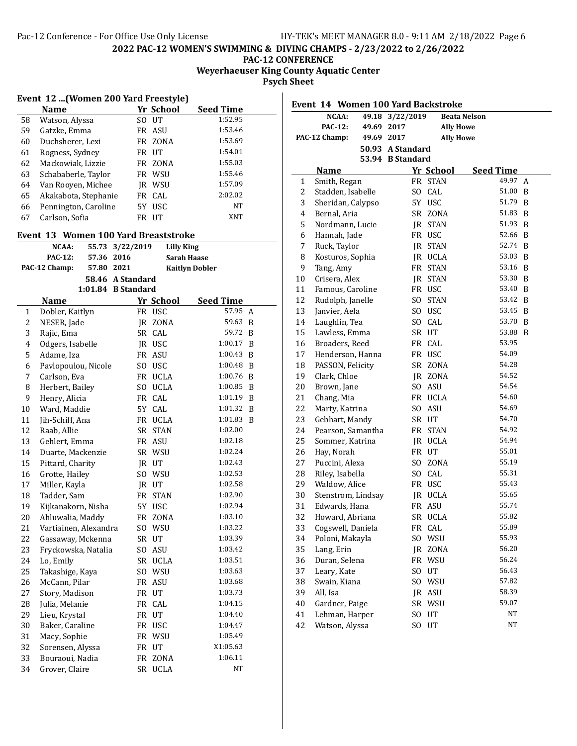2022 PAC-12 WOMEN'S SWIMMING & DIVING CHAMPS - 2/23/2022 to 2/26/2022

PAC-12 CONFERENCE

Weyerhaeuser King County Aquatic Center

Psych Sheet

### Event 12 ...(Women 200 Yard Freestyle)

| | Name | Yr | School | Seed Time |
|---|---|---|---|---|
| 58 | Watson, Alyssa | SO | UT | 1:52.95 |
| 59 | Gatzke, Emma | FR | ASU | 1:53.46 |
| 60 | Duchsherer, Lexi | FR | ZONA | 1:53.69 |
| 61 | Rogness, Sydney | FR | UT | 1:54.01 |
| 62 | Mackowiak, Lizzie | FR | ZONA | 1:55.03 |
| 63 | Schababerle, Taylor | FR | WSU | 1:55.46 |
| 64 | Van Rooyen, Michee | JR | WSU | 1:57.09 |
| 65 | Akakabota, Stephanie | FR | CAL | 2:02.02 |
| 66 | Pennington, Caroline | 5Y | USC | NT |
| 67 | Carlson, Sofia | FR | UT | XNT |

### Event 13 Women 100 Yard Breaststroke

| | | | |
|---|---|---|---|
| NCAA: | 55.73 | 3/22/2019 | Lilly King |
| PAC-12: | 57.36 | 2016 | Sarah Haase |
| PAC-12 Champ: | 57.80 | 2021 | Kaitlyn Dobler |
| | 58.46 | A Standard | |
| | 1:01.84 | B Standard | |

| | Name | Yr | School | Seed Time | |
|---|---|---|---|---|---|
| 1 | Dobler, Kaitlyn | FR | USC | 57.95 | A |
| 2 | NESER, Jade | JR | ZONA | 59.63 | B |
| 3 | Rajic, Ema | SR | CAL | 59.72 | B |
| 4 | Odgers, Isabelle | JR | USC | 1:00.17 | B |
| 5 | Adame, Iza | FR | ASU | 1:00.43 | B |
| 6 | Pavlopoulou, Nicole | SO | USC | 1:00.48 | B |
| 7 | Carlson, Eva | FR | UCLA | 1:00.76 | B |
| 8 | Herbert, Bailey | SO | UCLA | 1:00.85 | B |
| 9 | Henry, Alicia | FR | CAL | 1:01.19 | B |
| 10 | Ward, Maddie | 5Y | CAL | 1:01.32 | B |
| 11 | Jih-Schiff, Ana | FR | UCLA | 1:01.83 | B |
| 12 | Raab, Allie | SR | STAN | 1:02.00 | |
| 13 | Gehlert, Emma | FR | ASU | 1:02.18 | |
| 14 | Duarte, Mackenzie | SR | WSU | 1:02.24 | |
| 15 | Pittard, Charity | JR | UT | 1:02.43 | |
| 16 | Grotte, Hailey | SO | WSU | 1:02.53 | |
| 17 | Miller, Kayla | JR | UT | 1:02.58 | |
| 18 | Tadder, Sam | FR | STAN | 1:02.90 | |
| 19 | Kijkanakorn, Nisha | 5Y | USC | 1:02.94 | |
| 20 | Ahluwalia, Maddy | FR | ZONA | 1:03.10 | |
| 21 | Vartiainen, Alexandra | SO | WSU | 1:03.22 | |
| 22 | Gassaway, Mckenna | SR | UT | 1:03.39 | |
| 23 | Fryckowska, Natalia | SO | ASU | 1:03.42 | |
| 24 | Lo, Emily | SR | UCLA | 1:03.51 | |
| 25 | Takashige, Kaya | SO | WSU | 1:03.63 | |
| 26 | McCann, Pilar | FR | ASU | 1:03.68 | |
| 27 | Story, Madison | FR | UT | 1:03.73 | |
| 28 | Julia, Melanie | FR | CAL | 1:04.15 | |
| 29 | Lieu, Krystal | FR | UT | 1:04.40 | |
| 30 | Baker, Caraline | FR | USC | 1:04.47 | |
| 31 | Macy, Sophie | FR | WSU | 1:05.49 | |
| 32 | Sorensen, Alyssa | FR | UT | X1:05.63 | |
| 33 | Bouraoui, Nadia | FR | ZONA | 1:06.11 | |
| 34 | Grover, Claire | SR | UCLA | NT | |

### Event 14 Women 100 Yard Backstroke

| | | | |
|---|---|---|---|
| NCAA: | 49.18 | 3/22/2019 | Beata Nelson |
| PAC-12: | 49.69 | 2017 | Ally Howe |
| PAC-12 Champ: | 49.69 | 2017 | Ally Howe |
| | 50.93 | A Standard | |
| | 53.94 | B Standard | |

| | Name | Yr | School | Seed Time | |
|---|---|---|---|---|---|
| 1 | Smith, Regan | FR | STAN | 49.97 | A |
| 2 | Stadden, Isabelle | SO | CAL | 51.00 | B |
| 3 | Sheridan, Calypso | 5Y | USC | 51.79 | B |
| 4 | Bernal, Aria | SR | ZONA | 51.83 | B |
| 5 | Nordmann, Lucie | JR | STAN | 51.93 | B |
| 6 | Hannah, Jade | FR | USC | 52.66 | B |
| 7 | Ruck, Taylor | JR | STAN | 52.74 | B |
| 8 | Kosturos, Sophia | JR | UCLA | 53.03 | B |
| 9 | Tang, Amy | FR | STAN | 53.16 | B |
| 10 | Crisera, Alex | JR | STAN | 53.30 | B |
| 11 | Famous, Caroline | FR | USC | 53.40 | B |
| 12 | Rudolph, Janelle | SO | STAN | 53.42 | B |
| 13 | Janvier, Aela | SO | USC | 53.45 | B |
| 14 | Laughlin, Tea | SO | CAL | 53.70 | B |
| 15 | Lawless, Emma | SR | UT | 53.88 | B |
| 16 | Broaders, Reed | FR | CAL | 53.95 | |
| 17 | Henderson, Hanna | FR | USC | 54.09 | |
| 18 | PASSON, Felicity | SR | ZONA | 54.28 | |
| 19 | Clark, Chloe | JR | ZONA | 54.52 | |
| 20 | Brown, Jane | SO | ASU | 54.54 | |
| 21 | Chang, Mia | FR | UCLA | 54.60 | |
| 22 | Marty, Katrina | SO | ASU | 54.69 | |
| 23 | Gebhart, Mandy | SR | UT | 54.70 | |
| 24 | Pearson, Samantha | FR | STAN | 54.92 | |
| 25 | Sommer, Katrina | JR | UCLA | 54.94 | |
| 26 | Hay, Norah | FR | UT | 55.01 | |
| 27 | Puccini, Alexa | SO | ZONA | 55.19 | |
| 28 | Riley, Isabella | SO | CAL | 55.31 | |
| 29 | Waldow, Alice | FR | USC | 55.43 | |
| 30 | Stenstrom, Lindsay | JR | UCLA | 55.65 | |
| 31 | Edwards, Hana | FR | ASU | 55.74 | |
| 32 | Howard, Abriana | SR | UCLA | 55.82 | |
| 33 | Cogswell, Daniela | FR | CAL | 55.89 | |
| 34 | Poloni, Makayla | SO | WSU | 55.93 | |
| 35 | Lang, Erin | JR | ZONA | 56.20 | |
| 36 | Duran, Selena | FR | WSU | 56.24 | |
| 37 | Leary, Kate | SO | UT | 56.43 | |
| 38 | Swain, Kiana | SO | WSU | 57.82 | |
| 39 | All, Isa | JR | ASU | 58.39 | |
| 40 | Gardner, Paige | SR | WSU | 59.07 | |
| 41 | Lehman, Harper | SO | UT | NT | |
| 42 | Watson, Alyssa | SO | UT | NT | |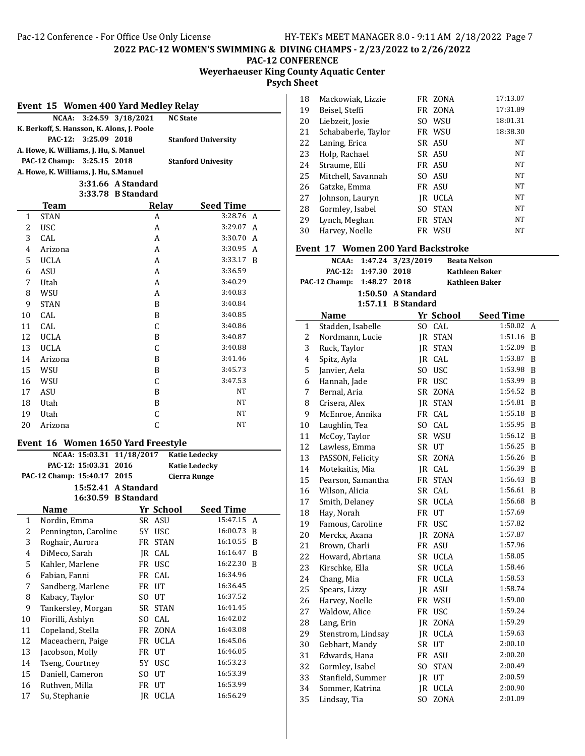## 2022 PAC-12 WOMEN'S SWIMMING & DIVING CHAMPS - 2/23/2022 to 2/26/2022

**PAC-12 CONFERENCE**

**Weyerhaeuser King County Aquatic Center**

**Psych Sheet**

### Event 15 Women 400 Yard Medley Relay

NCAA: 3:24.59 3/18/2021 NC State
K. Berkoff, S. Hansson, K. Alons, J. Poole

PAC-12: 3:25.09 2018 Stanford University
A. Howe, K. Williams, J. Hu, S. Manuel

PAC-12 Champ: 3:25.15 2018 Stanford Univesity
A. Howe, K. Williams, J. Hu, S.Manuel

3:31.66 A Standard
3:33.78 B Standard

| | Team | Relay | Seed Time | |
|---|---|---|---|---|
| 1 | STAN | A | 3:28.76 | A |
| 2 | USC | A | 3:29.07 | A |
| 3 | CAL | A | 3:30.70 | A |
| 4 | Arizona | A | 3:30.95 | A |
| 5 | UCLA | A | 3:33.17 | B |
| 6 | ASU | A | 3:36.59 | |
| 7 | Utah | A | 3:40.29 | |
| 8 | WSU | A | 3:40.83 | |
| 9 | STAN | B | 3:40.84 | |
| 10 | CAL | B | 3:40.85 | |
| 11 | CAL | C | 3:40.86 | |
| 12 | UCLA | B | 3:40.87 | |
| 13 | UCLA | C | 3:40.88 | |
| 14 | Arizona | B | 3:41.46 | |
| 15 | WSU | B | 3:45.73 | |
| 16 | WSU | C | 3:47.53 | |
| 17 | ASU | B | NT | |
| 18 | Utah | B | NT | |
| 19 | Utah | C | NT | |
| 20 | Arizona | C | NT | |

### Event 16 Women 1650 Yard Freestyle

NCAA: 15:03.31 11/18/2017 Katie Ledecky

PAC-12: 15:03.31 2016 Katie Ledecky

PAC-12 Champ: 15:40.17 2015 Cierra Runge

15:52.41 A Standard
16:30.59 B Standard

| | Name | Yr | School | Seed Time | |
|---|---|---|---|---|---|
| 1 | Nordin, Emma | SR | ASU | 15:47.15 | A |
| 2 | Pennington, Caroline | 5Y | USC | 16:00.73 | B |
| 3 | Roghair, Aurora | FR | STAN | 16:10.55 | B |
| 4 | DiMeco, Sarah | JR | CAL | 16:16.47 | B |
| 5 | Kahler, Marlene | FR | USC | 16:22.30 | B |
| 6 | Fabian, Fanni | FR | CAL | 16:34.96 | |
| 7 | Sandberg, Marlene | FR | UT | 16:36.45 | |
| 8 | Kabacy, Taylor | SO | UT | 16:37.52 | |
| 9 | Tankersley, Morgan | SR | STAN | 16:41.45 | |
| 10 | Fiorilli, Ashlyn | SO | CAL | 16:42.02 | |
| 11 | Copeland, Stella | FR | ZONA | 16:43.08 | |
| 12 | Maceachern, Paige | FR | UCLA | 16:45.06 | |
| 13 | Jacobson, Molly | FR | UT | 16:46.05 | |
| 14 | Tseng, Courtney | 5Y | USC | 16:53.23 | |
| 15 | Daniell, Cameron | SO | UT | 16:53.39 | |
| 16 | Ruthven, Milla | FR | UT | 16:53.99 | |
| 17 | Su, Stephanie | JR | UCLA | 16:56.29 | |
| 18 | Mackowiak, Lizzie | FR | ZONA | 17:13.07 | |
| 19 | Beisel, Steffi | FR | ZONA | 17:31.89 | |
| 20 | Liebzeit, Josie | SO | WSU | 18:01.31 | |
| 21 | Schababerle, Taylor | FR | WSU | 18:38.30 | |
| 22 | Laning, Erica | SR | ASU | NT | |
| 23 | Holp, Rachael | SR | ASU | NT | |
| 24 | Straume, Elli | FR | ASU | NT | |
| 25 | Mitchell, Savannah | SO | ASU | NT | |
| 26 | Gatzke, Emma | FR | ASU | NT | |
| 27 | Johnson, Lauryn | JR | UCLA | NT | |
| 28 | Gormley, Isabel | SO | STAN | NT | |
| 29 | Lynch, Meghan | FR | STAN | NT | |
| 30 | Harvey, Noelle | FR | WSU | NT | |

### Event 17 Women 200 Yard Backstroke

NCAA: 1:47.24 3/23/2019 Beata Nelson

PAC-12: 1:47.30 2018 Kathleen Baker

PAC-12 Champ: 1:48.27 2018 Kathleen Baker

1:50.50 A Standard
1:57.11 B Standard

| | Name | Yr | School | Seed Time | |
|---|---|---|---|---|---|
| 1 | Stadden, Isabelle | SO | CAL | 1:50.02 | A |
| 2 | Nordmann, Lucie | JR | STAN | 1:51.16 | B |
| 3 | Ruck, Taylor | JR | STAN | 1:52.09 | B |
| 4 | Spitz, Ayla | JR | CAL | 1:53.87 | B |
| 5 | Janvier, Aela | SO | USC | 1:53.98 | B |
| 6 | Hannah, Jade | FR | USC | 1:53.99 | B |
| 7 | Bernal, Aria | SR | ZONA | 1:54.52 | B |
| 8 | Crisera, Alex | JR | STAN | 1:54.81 | B |
| 9 | McEnroe, Annika | FR | CAL | 1:55.18 | B |
| 10 | Laughlin, Tea | SO | CAL | 1:55.95 | B |
| 11 | McCoy, Taylor | SR | WSU | 1:56.12 | B |
| 12 | Lawless, Emma | SR | UT | 1:56.25 | B |
| 13 | PASSON, Felicity | SR | ZONA | 1:56.26 | B |
| 14 | Motekaitis, Mia | JR | CAL | 1:56.39 | B |
| 15 | Pearson, Samantha | FR | STAN | 1:56.43 | B |
| 16 | Wilson, Alicia | SR | CAL | 1:56.61 | B |
| 17 | Smith, Delaney | SR | UCLA | 1:56.68 | B |
| 18 | Hay, Norah | FR | UT | 1:57.69 | |
| 19 | Famous, Caroline | FR | USC | 1:57.82 | |
| 20 | Merckx, Axana | JR | ZONA | 1:57.87 | |
| 21 | Brown, Charli | FR | ASU | 1:57.96 | |
| 22 | Howard, Abriana | SR | UCLA | 1:58.05 | |
| 23 | Kirschke, Ella | SR | UCLA | 1:58.46 | |
| 24 | Chang, Mia | FR | UCLA | 1:58.53 | |
| 25 | Spears, Lizzy | JR | ASU | 1:58.74 | |
| 26 | Harvey, Noelle | FR | WSU | 1:59.00 | |
| 27 | Waldow, Alice | FR | USC | 1:59.24 | |
| 28 | Lang, Erin | JR | ZONA | 1:59.29 | |
| 29 | Stenstrom, Lindsay | JR | UCLA | 1:59.63 | |
| 30 | Gebhart, Mandy | SR | UT | 2:00.10 | |
| 31 | Edwards, Hana | FR | ASU | 2:00.20 | |
| 32 | Gormley, Isabel | SO | STAN | 2:00.49 | |
| 33 | Stanfield, Summer | JR | UT | 2:00.59 | |
| 34 | Sommer, Katrina | JR | UCLA | 2:00.90 | |
| 35 | Lindsay, Tia | SO | ZONA | 2:01.09 | |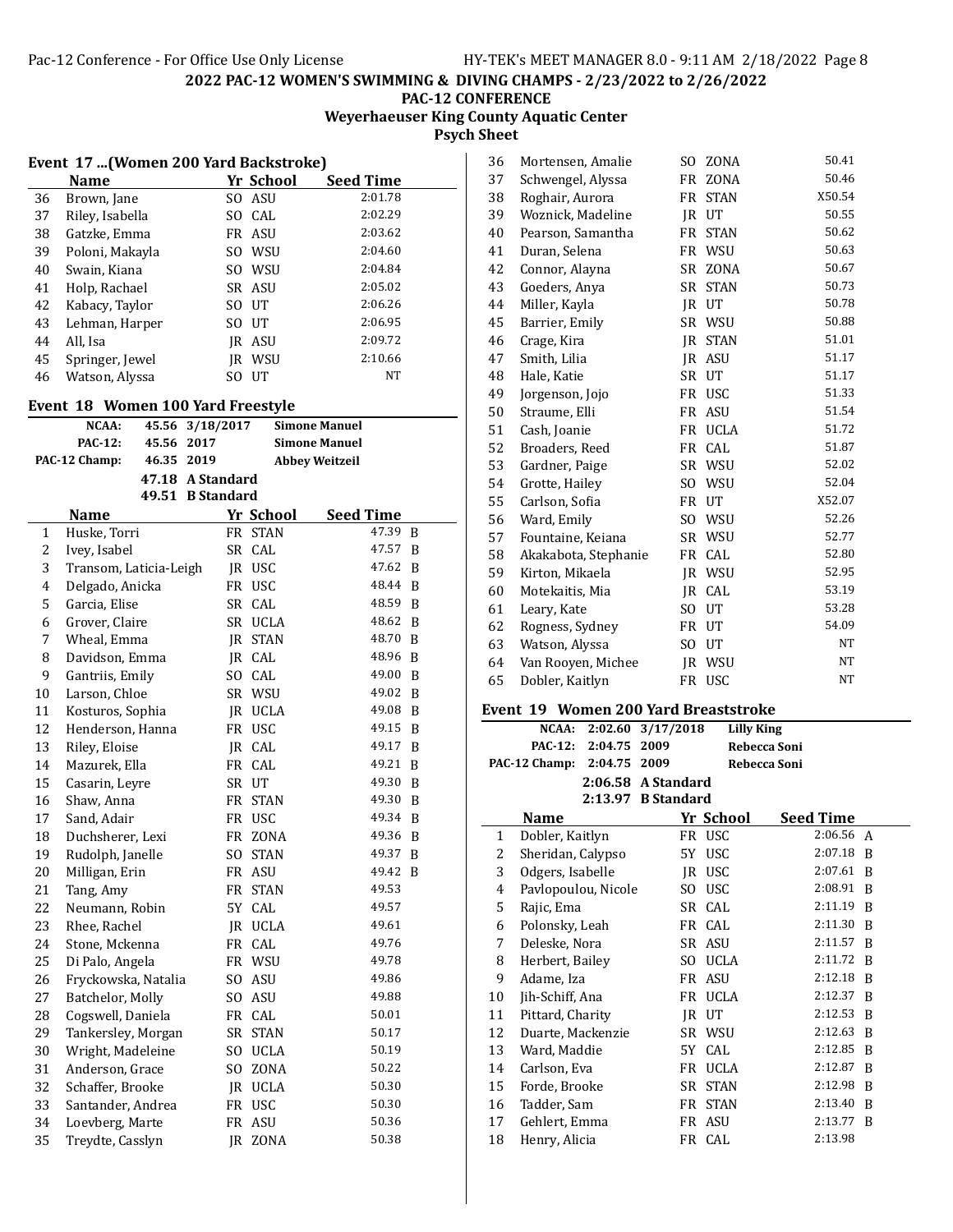2022 PAC-12 WOMEN'S SWIMMING & DIVING CHAMPS - 2/23/2022 to 2/26/2022

PAC-12 CONFERENCE

Weyerhaeuser King County Aquatic Center

Psych Sheet

### Event 17 ...(Women 200 Yard Backstroke)

| | Name | Yr | School | Seed Time |
|---|---|---|---|---|
| 36 | Brown, Jane | SO | ASU | 2:01.78 |
| 37 | Riley, Isabella | SO | CAL | 2:02.29 |
| 38 | Gatzke, Emma | FR | ASU | 2:03.62 |
| 39 | Poloni, Makayla | SO | WSU | 2:04.60 |
| 40 | Swain, Kiana | SO | WSU | 2:04.84 |
| 41 | Holp, Rachael | SR | ASU | 2:05.02 |
| 42 | Kabacy, Taylor | SO | UT | 2:06.26 |
| 43 | Lehman, Harper | SO | UT | 2:06.95 |
| 44 | All, Isa | JR | ASU | 2:09.72 |
| 45 | Springer, Jewel | JR | WSU | 2:10.66 |
| 46 | Watson, Alyssa | SO | UT | NT |

### Event 18 Women 100 Yard Freestyle

| | | | |
|---|---|---|---|
| NCAA: | 45.56 | 3/18/2017 | Simone Manuel |
| PAC-12: | 45.56 | 2017 | Simone Manuel |
| PAC-12 Champ: | 46.35 | 2019 | Abbey Weitzeil |
| | 47.18 | A Standard | |
| | 49.51 | B Standard | |

| | Name | Yr | School | Seed Time | |
|---|---|---|---|---|---|
| 1 | Huske, Torri | FR | STAN | 47.39 | B |
| 2 | Ivey, Isabel | SR | CAL | 47.57 | B |
| 3 | Transom, Laticia-Leigh | JR | USC | 47.62 | B |
| 4 | Delgado, Anicka | FR | USC | 48.44 | B |
| 5 | Garcia, Elise | SR | CAL | 48.59 | B |
| 6 | Grover, Claire | SR | UCLA | 48.62 | B |
| 7 | Wheal, Emma | JR | STAN | 48.70 | B |
| 8 | Davidson, Emma | JR | CAL | 48.96 | B |
| 9 | Gantriis, Emily | SO | CAL | 49.00 | B |
| 10 | Larson, Chloe | SR | WSU | 49.02 | B |
| 11 | Kosturos, Sophia | JR | UCLA | 49.08 | B |
| 12 | Henderson, Hanna | FR | USC | 49.15 | B |
| 13 | Riley, Eloise | JR | CAL | 49.17 | B |
| 14 | Mazurek, Ella | FR | CAL | 49.21 | B |
| 15 | Casarin, Leyre | SR | UT | 49.30 | B |
| 16 | Shaw, Anna | FR | STAN | 49.30 | B |
| 17 | Sand, Adair | FR | USC | 49.34 | B |
| 18 | Duchsherer, Lexi | FR | ZONA | 49.36 | B |
| 19 | Rudolph, Janelle | SO | STAN | 49.37 | B |
| 20 | Milligan, Erin | FR | ASU | 49.42 | B |
| 21 | Tang, Amy | FR | STAN | 49.53 | |
| 22 | Neumann, Robin | 5Y | CAL | 49.57 | |
| 23 | Rhee, Rachel | JR | UCLA | 49.61 | |
| 24 | Stone, Mckenna | FR | CAL | 49.76 | |
| 25 | Di Palo, Angela | FR | WSU | 49.78 | |
| 26 | Fryckowska, Natalia | SO | ASU | 49.86 | |
| 27 | Batchelor, Molly | SO | ASU | 49.88 | |
| 28 | Cogswell, Daniela | FR | CAL | 50.01 | |
| 29 | Tankersley, Morgan | SR | STAN | 50.17 | |
| 30 | Wright, Madeleine | SO | UCLA | 50.19 | |
| 31 | Anderson, Grace | SO | ZONA | 50.22 | |
| 32 | Schaffer, Brooke | JR | UCLA | 50.30 | |
| 33 | Santander, Andrea | FR | USC | 50.30 | |
| 34 | Loevberg, Marte | FR | ASU | 50.36 | |
| 35 | Treydte, Casslyn | JR | ZONA | 50.38 | |
| 36 | Mortensen, Amalie | SO | ZONA | 50.41 | |
| 37 | Schwengel, Alyssa | FR | ZONA | 50.46 | |
| 38 | Roghair, Aurora | FR | STAN | X50.54 | |
| 39 | Woznick, Madeline | JR | UT | 50.55 | |
| 40 | Pearson, Samantha | FR | STAN | 50.62 | |
| 41 | Duran, Selena | FR | WSU | 50.63 | |
| 42 | Connor, Alayna | SR | ZONA | 50.67 | |
| 43 | Goeders, Anya | SR | STAN | 50.73 | |
| 44 | Miller, Kayla | JR | UT | 50.78 | |
| 45 | Barrier, Emily | SR | WSU | 50.88 | |
| 46 | Crage, Kira | JR | STAN | 51.01 | |
| 47 | Smith, Lilia | JR | ASU | 51.17 | |
| 48 | Hale, Katie | SR | UT | 51.17 | |
| 49 | Jorgenson, Jojo | FR | USC | 51.33 | |
| 50 | Straume, Elli | FR | ASU | 51.54 | |
| 51 | Cash, Joanie | FR | UCLA | 51.72 | |
| 52 | Broaders, Reed | FR | CAL | 51.87 | |
| 53 | Gardner, Paige | SR | WSU | 52.02 | |
| 54 | Grotte, Hailey | SO | WSU | 52.04 | |
| 55 | Carlson, Sofia | FR | UT | X52.07 | |
| 56 | Ward, Emily | SO | WSU | 52.26 | |
| 57 | Fountaine, Keiana | SR | WSU | 52.77 | |
| 58 | Akakabota, Stephanie | FR | CAL | 52.80 | |
| 59 | Kirton, Mikaela | JR | WSU | 52.95 | |
| 60 | Motekaitis, Mia | JR | CAL | 53.19 | |
| 61 | Leary, Kate | SO | UT | 53.28 | |
| 62 | Rogness, Sydney | FR | UT | 54.09 | |
| 63 | Watson, Alyssa | SO | UT | NT | |
| 64 | Van Rooyen, Michee | JR | WSU | NT | |
| 65 | Dobler, Kaitlyn | FR | USC | NT | |

### Event 19 Women 200 Yard Breaststroke

| | | | |
|---|---|---|---|
| NCAA: | 2:02.60 | 3/17/2018 | Lilly King |
| PAC-12: | 2:04.75 | 2009 | Rebecca Soni |
| PAC-12 Champ: | 2:04.75 | 2009 | Rebecca Soni |
| | 2:06.58 | A Standard | |
| | 2:13.97 | B Standard | |

| | Name | Yr | School | Seed Time | |
|---|---|---|---|---|---|
| 1 | Dobler, Kaitlyn | FR | USC | 2:06.56 | A |
| 2 | Sheridan, Calypso | 5Y | USC | 2:07.18 | B |
| 3 | Odgers, Isabelle | JR | USC | 2:07.61 | B |
| 4 | Pavlopoulou, Nicole | SO | USC | 2:08.91 | B |
| 5 | Rajic, Ema | SR | CAL | 2:11.19 | B |
| 6 | Polonsky, Leah | FR | CAL | 2:11.30 | B |
| 7 | Deleske, Nora | SR | ASU | 2:11.57 | B |
| 8 | Herbert, Bailey | SO | UCLA | 2:11.72 | B |
| 9 | Adame, Iza | FR | ASU | 2:12.18 | B |
| 10 | Jih-Schiff, Ana | FR | UCLA | 2:12.37 | B |
| 11 | Pittard, Charity | JR | UT | 2:12.53 | B |
| 12 | Duarte, Mackenzie | SR | WSU | 2:12.63 | B |
| 13 | Ward, Maddie | 5Y | CAL | 2:12.85 | B |
| 14 | Carlson, Eva | FR | UCLA | 2:12.87 | B |
| 15 | Forde, Brooke | SR | STAN | 2:12.98 | B |
| 16 | Tadder, Sam | FR | STAN | 2:13.40 | B |
| 17 | Gehlert, Emma | FR | ASU | 2:13.77 | B |
| 18 | Henry, Alicia | FR | CAL | 2:13.98 | |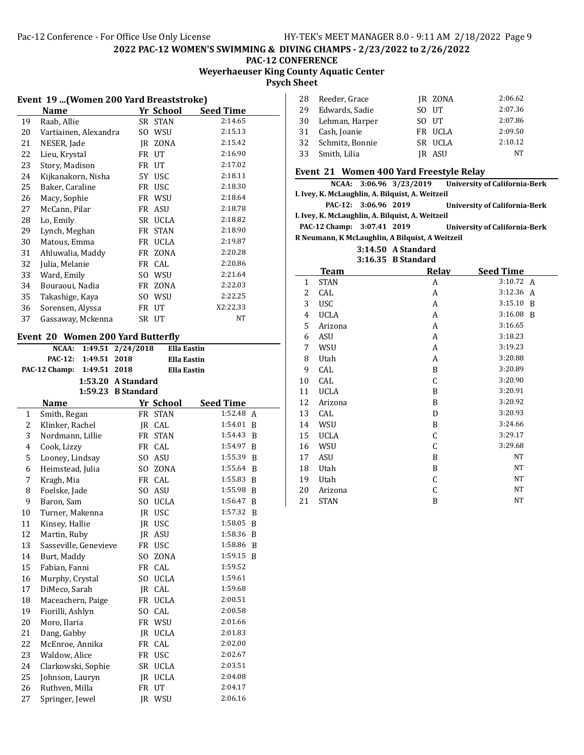# 2022 PAC-12 WOMEN'S SWIMMING & DIVING CHAMPS - 2/23/2022 to 2/26/2022

## PAC-12 CONFERENCE

### Weyerhaeuser King County Aquatic Center

### Psych Sheet

### Event 19 ...(Women 200 Yard Breaststroke)

| | Name | Yr | School | Seed Time |
|---|---|---|---|---|
| 19 | Raab, Allie | SR | STAN | 2:14.65 |
| 20 | Vartiainen, Alexandra | SO | WSU | 2:15.13 |
| 21 | NESER, Jade | JR | ZONA | 2:15.42 |
| 22 | Lieu, Krystal | FR | UT | 2:16.90 |
| 23 | Story, Madison | FR | UT | 2:17.02 |
| 24 | Kijkanakorn, Nisha | 5Y | USC | 2:18.11 |
| 25 | Baker, Caraline | FR | USC | 2:18.30 |
| 26 | Macy, Sophie | FR | WSU | 2:18.64 |
| 27 | McCann, Pilar | FR | ASU | 2:18.78 |
| 28 | Lo, Emily | SR | UCLA | 2:18.82 |
| 29 | Lynch, Meghan | FR | STAN | 2:18.90 |
| 30 | Matous, Emma | FR | UCLA | 2:19.87 |
| 31 | Ahluwalia, Maddy | FR | ZONA | 2:20.28 |
| 32 | Julia, Melanie | FR | CAL | 2:20.86 |
| 33 | Ward, Emily | SO | WSU | 2:21.64 |
| 34 | Bouraoui, Nadia | FR | ZONA | 2:22.03 |
| 35 | Takashige, Kaya | SO | WSU | 2:22.25 |
| 36 | Sorensen, Alyssa | FR | UT | X2:22.33 |
| 37 | Gassaway, Mckenna | SR | UT | NT |

### Event 20 Women 200 Yard Butterfly

| | | | |
|---|---|---|---|
| NCAA: | 1:49.51 | 2/24/2018 | Ella Eastin |
| PAC-12: | 1:49.51 | 2018 | Ella Eastin |
| PAC-12 Champ: | 1:49.51 | 2018 | Ella Eastin |
| | 1:53.20 | A Standard | |
| | 1:59.23 | B Standard | |

| | Name | Yr | School | Seed Time | |
|---|---|---|---|---|---|
| 1 | Smith, Regan | FR | STAN | 1:52.48 | A |
| 2 | Klinker, Rachel | JR | CAL | 1:54.01 | B |
| 3 | Nordmann, Lillie | FR | STAN | 1:54.43 | B |
| 4 | Cook, Lizzy | FR | CAL | 1:54.97 | B |
| 5 | Looney, Lindsay | SO | ASU | 1:55.39 | B |
| 6 | Heimstead, Julia | SO | ZONA | 1:55.64 | B |
| 7 | Kragh, Mia | FR | CAL | 1:55.83 | B |
| 8 | Foelske, Jade | SO | ASU | 1:55.98 | B |
| 9 | Baron, Sam | SO | UCLA | 1:56.47 | B |
| 10 | Turner, Makenna | JR | USC | 1:57.32 | B |
| 11 | Kinsey, Hallie | JR | USC | 1:58.05 | B |
| 12 | Martin, Ruby | JR | ASU | 1:58.36 | B |
| 13 | Sasseville, Genevieve | FR | USC | 1:58.86 | B |
| 14 | Burt, Maddy | SO | ZONA | 1:59.15 | B |
| 15 | Fabian, Fanni | FR | CAL | 1:59.52 | |
| 16 | Murphy, Crystal | SO | UCLA | 1:59.61 | |
| 17 | DiMeco, Sarah | JR | CAL | 1:59.68 | |
| 18 | Maceachern, Paige | FR | UCLA | 2:00.51 | |
| 19 | Fiorilli, Ashlyn | SO | CAL | 2:00.58 | |
| 20 | Moro, Ilaria | FR | WSU | 2:01.66 | |
| 21 | Dang, Gabby | JR | UCLA | 2:01.83 | |
| 22 | McEnroe, Annika | FR | CAL | 2:02.00 | |
| 23 | Waldow, Alice | FR | USC | 2:02.67 | |
| 24 | Clarkowski, Sophie | SR | UCLA | 2:03.51 | |
| 25 | Johnson, Lauryn | JR | UCLA | 2:04.08 | |
| 26 | Ruthven, Milla | FR | UT | 2:04.17 | |
| 27 | Springer, Jewel | JR | WSU | 2:06.16 | |
| 28 | Reeder, Grace | JR | ZONA | 2:06.62 | |
| 29 | Edwards, Sadie | SO | UT | 2:07.36 | |
| 30 | Lehman, Harper | SO | UT | 2:07.86 | |
| 31 | Cash, Joanie | FR | UCLA | 2:09.50 | |
| 32 | Schmitz, Bonnie | SR | UCLA | 2:10.12 | |
| 33 | Smith, Lilia | JR | ASU | NT | |

### Event 21 Women 400 Yard Freestyle Relay

NCAA: 3:06.96 3/23/2019 University of California-Berk
I. Ivey, K. McLaughlin, A. Bilquist, A. Weitzeil

PAC-12: 3:06.96 2019 University of California-Berk
I. Ivey, K. McLaughlin, A. Bilquist, A. Weitzeil

PAC-12 Champ: 3:07.41 2019 University of California-Berk
R Neumann, K McLaughlin, A Bilquist, A Weitzeil

3:14.50 A Standard
3:16.35 B Standard

| | Team | Relay | Seed Time | |
|---|---|---|---|---|
| 1 | STAN | A | 3:10.72 | A |
| 2 | CAL | A | 3:12.36 | A |
| 3 | USC | A | 3:15.10 | B |
| 4 | UCLA | A | 3:16.08 | B |
| 5 | Arizona | A | 3:16.65 | |
| 6 | ASU | A | 3:18.23 | |
| 7 | WSU | A | 3:19.23 | |
| 8 | Utah | A | 3:20.88 | |
| 9 | CAL | B | 3:20.89 | |
| 10 | CAL | C | 3:20.90 | |
| 11 | UCLA | B | 3:20.91 | |
| 12 | Arizona | B | 3:20.92 | |
| 13 | CAL | D | 3:20.93 | |
| 14 | WSU | B | 3:24.66 | |
| 15 | UCLA | C | 3:29.17 | |
| 16 | WSU | C | 3:29.68 | |
| 17 | ASU | B | NT | |
| 18 | Utah | B | NT | |
| 19 | Utah | C | NT | |
| 20 | Arizona | C | NT | |
| 21 | STAN | B | NT | |